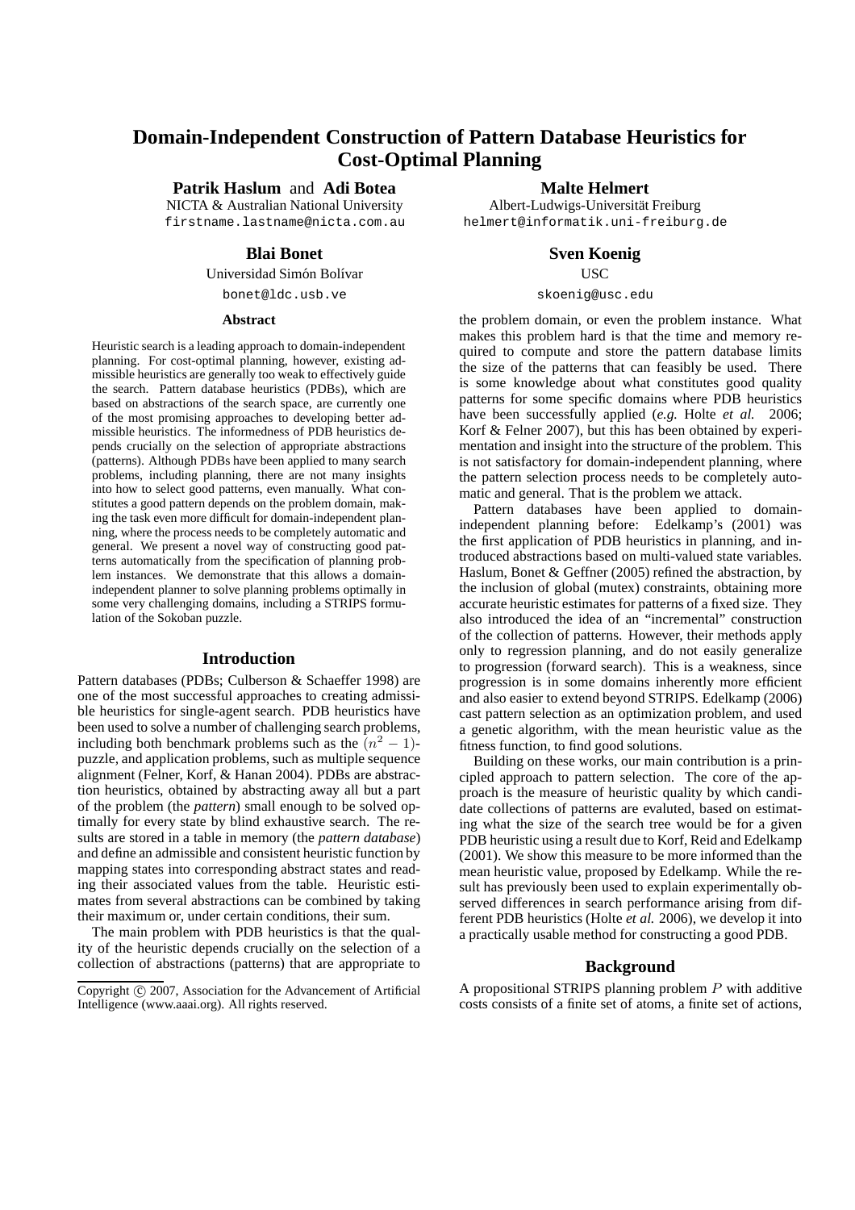# Domain-Independent Construction of Pattern Database Heuristics for Cost-Optimal Planning

**Patrik Haslum** and **Adi Botea**
NICTA & Australian National University
firstname.lastname@nicta.com.au

**Malte Helmert**
Albert-Ludwigs-Universität Freiburg
helmert@informatik.uni-freiburg.de

**Blai Bonet**
Universidad Simón Bolívar
bonet@ldc.usb.ve

**Sven Koenig**
USC
skoenig@usc.edu

### Abstract

Heuristic search is a leading approach to domain-independent planning. For cost-optimal planning, however, existing admissible heuristics are generally too weak to effectively guide the search. Pattern database heuristics (PDBs), which are based on abstractions of the search space, are currently one of the most promising approaches to developing better admissible heuristics. The informedness of PDB heuristics depends crucially on the selection of appropriate abstractions (patterns). Although PDBs have been applied to many search problems, including planning, there are not many insights into how to select good patterns, even manually. What constitutes a good pattern depends on the problem domain, making the task even more difficult for domain-independent planning, where the process needs to be completely automatic and general. We present a novel way of constructing good patterns automatically from the specification of planning problem instances. We demonstrate that this allows a domain-independent planner to solve planning problems optimally in some very challenging domains, including a STRIPS formulation of the Sokoban puzzle.

## Introduction

Pattern databases (PDBs; Culberson & Schaeffer 1998) are one of the most successful approaches to creating admissible heuristics for single-agent search. PDB heuristics have been used to solve a number of challenging search problems, including both benchmark problems such as the $(n^2 - 1)$-puzzle, and application problems, such as multiple sequence alignment (Felner, Korf, & Hanan 2004). PDBs are abstraction heuristics, obtained by abstracting away all but a part of the problem (the *pattern*) small enough to be solved optimally for every state by blind exhaustive search. The results are stored in a table in memory (the *pattern database*) and define an admissible and consistent heuristic function by mapping states into corresponding abstract states and reading their associated values from the table. Heuristic estimates from several abstractions can be combined by taking their maximum or, under certain conditions, their sum.

The main problem with PDB heuristics is that the quality of the heuristic depends crucially on the selection of a collection of abstractions (patterns) that are appropriate to the problem domain, or even the problem instance. What makes this problem hard is that the time and memory required to compute and store the pattern database limits the size of the patterns that can feasibly be used. There is some knowledge about what constitutes good quality patterns for some specific domains where PDB heuristics have been successfully applied (*e.g.* Holte *et al.* 2006; Korf & Felner 2007), but this has been obtained by experimentation and insight into the structure of the problem. This is not satisfactory for domain-independent planning, where the pattern selection process needs to be completely automatic and general. That is the problem we attack.

Pattern databases have been applied to domain-independent planning before: Edelkamp's (2001) was the first application of PDB heuristics in planning, and introduced abstractions based on multi-valued state variables. Haslum, Bonet & Geffner (2005) refined the abstraction, by the inclusion of global (mutex) constraints, obtaining more accurate heuristic estimates for patterns of a fixed size. They also introduced the idea of an "incremental" construction of the collection of patterns. However, their methods apply only to regression planning, and do not easily generalize to progression (forward search). This is a weakness, since progression is in some domains inherently more efficient and also easier to extend beyond STRIPS. Edelkamp (2006) cast pattern selection as an optimization problem, and used a genetic algorithm, with the mean heuristic value as the fitness function, to find good solutions.

Building on these works, our main contribution is a principled approach to pattern selection. The core of the approach is the measure of heuristic quality by which candidate collections of patterns are evaluted, based on estimating what the size of the search tree would be for a given PDB heuristic using a result due to Korf, Reid and Edelkamp (2001). We show this measure to be more informed than the mean heuristic value, proposed by Edelkamp. While the result has previously been used to explain experimentally observed differences in search performance arising from different PDB heuristics (Holte *et al.* 2006), we develop it into a practically usable method for constructing a good PDB.

## Background

A propositional STRIPS planning problem $P$ with additive costs consists of a finite set of atoms, a finite set of actions,

Copyright © 2007, Association for the Advancement of Artificial Intelligence (www.aaai.org). All rights reserved.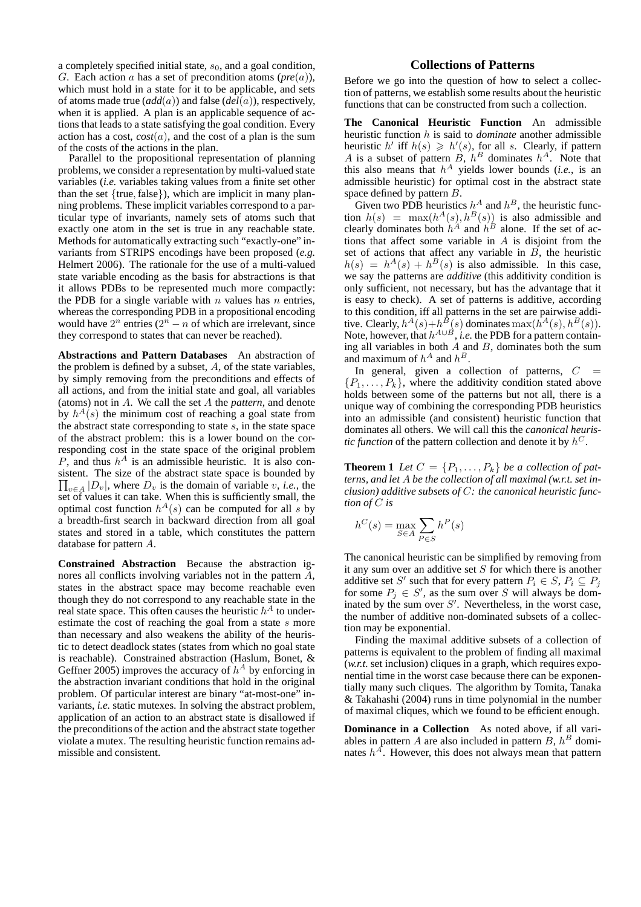a completely specified initial state, $s_0$, and a goal condition, $G$. Each action $a$ has a set of precondition atoms (*pre*$(a)$), which must hold in a state for it to be applicable, and sets of atoms made true (*add*$(a)$) and false (*del*$(a)$), respectively, when it is applied. A plan is an applicable sequence of actions that leads to a state satisfying the goal condition. Every action has a cost, *cost*$(a)$, and the cost of a plan is the sum of the costs of the actions in the plan.

Parallel to the propositional representation of planning problems, we consider a representation by multi-valued state variables (*i.e.* variables taking values from a finite set other than the set $\{\text{true}, \text{false}\}$), which are implicit in many planning problems. These implicit variables correspond to a particular type of invariants, namely sets of atoms such that exactly one atom in the set is true in any reachable state. Methods for automatically extracting such "exactly-one" invariants from STRIPS encodings have been proposed (*e.g.* Helmert 2006). The rationale for the use of a multi-valued state variable encoding as the basis for abstractions is that it allows PDBs to be represented much more compactly: the PDB for a single variable with $n$ values has $n$ entries, whereas the corresponding PDB in a propositional encoding would have $2^n$ entries ($2^n - n$ of which are irrelevant, since they correspond to states that can never be reached).

**Abstractions and Pattern Databases** An abstraction of the problem is defined by a subset, $A$, of the state variables, by simply removing from the preconditions and effects of all actions, and from the initial state and goal, all variables (atoms) not in $A$. We call the set $A$ the *pattern*, and denote by $h^A(s)$ the minimum cost of reaching a goal state from the abstract state corresponding to state $s$, in the state space of the abstract problem: this is a lower bound on the corresponding cost in the state space of the original problem $P$, and thus $h^A$ is an admissible heuristic. It is also consistent. The size of the abstract state space is bounded by $\prod_{v \in A} |D_v|$, where $D_v$ is the domain of variable $v$, *i.e.*, the set of values it can take. When this is sufficiently small, the optimal cost function $h^A(s)$ can be computed for all $s$ by a breadth-first search in backward direction from all goal states and stored in a table, which constitutes the pattern database for pattern $A$.

**Constrained Abstraction** Because the abstraction ignores all conflicts involving variables not in the pattern $A$, states in the abstract space may become reachable even though they do not correspond to any reachable state in the real state space. This often causes the heuristic $h^A$ to underestimate the cost of reaching the goal from a state $s$ more than necessary and also weakens the ability of the heuristic to detect deadlock states (states from which no goal state is reachable). Constrained abstraction (Haslum, Bonet, & Geffner 2005) improves the accuracy of $h^A$ by enforcing in the abstraction invariant conditions that hold in the original problem. Of particular interest are binary "at-most-one" invariants, *i.e.* static mutexes. In solving the abstract problem, application of an action to an abstract state is disallowed if the preconditions of the action and the abstract state together violate a mutex. The resulting heuristic function remains admissible and consistent.

## Collections of Patterns

Before we go into the question of how to select a collection of patterns, we establish some results about the heuristic functions that can be constructed from such a collection.

**The Canonical Heuristic Function** An admissible heuristic function $h$ is said to *dominate* another admissible heuristic $h'$ iff $h(s) \geqslant h'(s)$, for all $s$. Clearly, if pattern $A$ is a subset of pattern $B$, $h^B$ dominates $h^A$. Note that this also means that $h^A$ yields lower bounds (*i.e.*, is an admissible heuristic) for optimal cost in the abstract state space defined by pattern $B$.

Given two PDB heuristics $h^A$ and $h^B$, the heuristic function $h(s) = \max(h^A(s), h^B(s))$ is also admissible and clearly dominates both $h^A$ and $h^B$ alone. If the set of actions that affect some variable in $A$ is disjoint from the set of actions that affect any variable in $B$, the heuristic $h(s) = h^A(s) + h^B(s)$ is also admissible. In this case, we say the patterns are *additive* (this additivity condition is only sufficient, not necessary, but has the advantage that it is easy to check). A set of patterns is additive, according to this condition, iff all patterns in the set are pairwise additive. Clearly, $h^A(s) + h^B(s)$ dominates $\max(h^A(s), h^B(s))$. Note, however, that $h^{A \cup B}$, *i.e.* the PDB for a pattern containing all variables in both $A$ and $B$, dominates both the sum and maximum of $h^A$ and $h^B$.

In general, given a collection of patterns, $C = \{P_1, \ldots, P_k\}$, where the additivity condition stated above holds between some of the patterns but not all, there is a unique way of combining the corresponding PDB heuristics into an admissible (and consistent) heuristic function that dominates all others. We will call this the *canonical heuristic function* of the pattern collection and denote it by $h^C$.

**Theorem 1** *Let $C = \{P_1, \ldots, P_k\}$ be a collection of patterns, and let $A$ be the collection of all maximal (w.r.t. set inclusion) additive subsets of $C$: the canonical heuristic function of $C$ is*

$$h^C(s) = \max_{S \in A} \sum_{P \in S} h^P(s)$$

The canonical heuristic can be simplified by removing from it any sum over an additive set $S$ for which there is another additive set $S'$ such that for every pattern $P_i \in S$, $P_i \subseteq P_j$ for some $P_j \in S'$, as the sum over $S$ will always be dominated by the sum over $S'$. Nevertheless, in the worst case, the number of additive non-dominated subsets of a collection may be exponential.

Finding the maximal additive subsets of a collection of patterns is equivalent to the problem of finding all maximal (*w.r.t.* set inclusion) cliques in a graph, which requires exponential time in the worst case because there can be exponentially many such cliques. The algorithm by Tomita, Tanaka & Takahashi (2004) runs in time polynomial in the number of maximal cliques, which we found to be efficient enough.

**Dominance in a Collection** As noted above, if all variables in pattern $A$ are also included in pattern $B$, $h^B$ dominates $h^A$. However, this does not always mean that pattern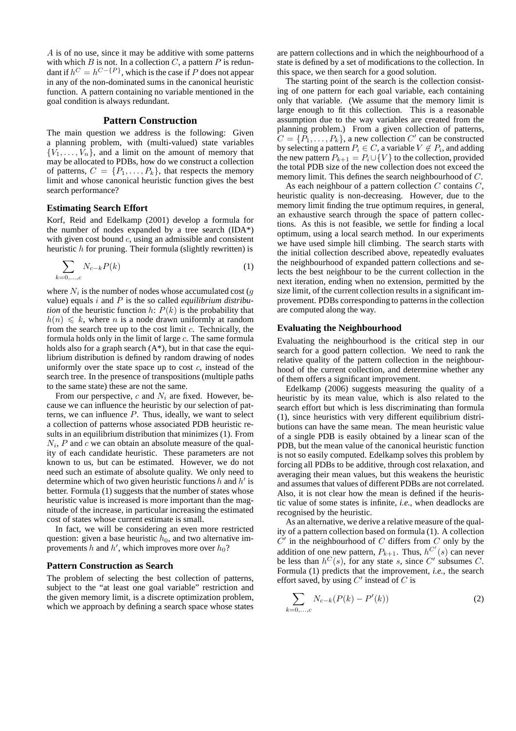$A$ is of no use, since it may be additive with some patterns with which $B$ is not. In a collection $C$, a pattern $P$ is redundant if $h^C = h^{C-\{P\}}$, which is the case if $P$ does not appear in any of the non-dominated sums in the canonical heuristic function. A pattern containing no variable mentioned in the goal condition is always redundant.

## Pattern Construction

The main question we address is the following: Given a planning problem, with (multi-valued) state variables $\{V_1, \ldots, V_n\}$, and a limit on the amount of memory that may be allocated to PDBs, how do we construct a collection of patterns, $C = \{P_1, \ldots, P_k\}$, that respects the memory limit and whose canonical heuristic function gives the best search performance?

### Estimating Search Effort

Korf, Reid and Edelkamp (2001) develop a formula for the number of nodes expanded by a tree search (IDA*) with given cost bound $c$, using an admissible and consistent heuristic $h$ for pruning. Their formula (slightly rewritten) is

$$\sum_{k=0,\ldots,c} N_{c-k} P(k) \tag{1}$$

where $N_i$ is the number of nodes whose accumulated cost ($g$ value) equals $i$ and $P$ is the so called *equilibrium distribution* of the heuristic function $h$: $P(k)$ is the probability that $h(n) \leqslant k$, where $n$ is a node drawn uniformly at random from the search tree up to the cost limit $c$. Technically, the formula holds only in the limit of large $c$. The same formula holds also for a graph search (A*), but in that case the equilibrium distribution is defined by random drawing of nodes uniformly over the state space up to cost $c$, instead of the search tree. In the presence of transpositions (multiple paths to the same state) these are not the same.

From our perspective, $c$ and $N_i$ are fixed. However, because we can influence the heuristic by our selection of patterns, we can influence $P$. Thus, ideally, we want to select a collection of patterns whose associated PDB heuristic results in an equilibrium distribution that minimizes (1). From $N_i$, $P$ and $c$ we can obtain an absolute measure of the quality of each candidate heuristic. These parameters are not known to us, but can be estimated. However, we do not need such an estimate of absolute quality. We only need to determine which of two given heuristic functions $h$ and $h'$ is better. Formula (1) suggests that the number of states whose heuristic value is increased is more important than the magnitude of the increase, in particular increasing the estimated cost of states whose current estimate is small.

In fact, we will be considering an even more restricted question: given a base heuristic $h_0$, and two alternative improvements $h$ and $h'$, which improves more over $h_0$?

### Pattern Construction as Search

The problem of selecting the best collection of patterns, subject to the "at least one goal variable" restriction and the given memory limit, is a discrete optimization problem, which we approach by defining a search space whose states are pattern collections and in which the neighbourhood of a state is defined by a set of modifications to the collection. In this space, we then search for a good solution.

The starting point of the search is the collection consisting of one pattern for each goal variable, each containing only that variable. (We assume that the memory limit is large enough to fit this collection. This is a reasonable assumption due to the way variables are created from the planning problem.) From a given collection of patterns, $C = \{P_1, \ldots, P_k\}$, a new collection $C'$ can be constructed by selecting a pattern $P_i \in C$, a variable $V \notin P_i$, and adding the new pattern $P_{k+1} = P_i \cup \{V\}$ to the collection, provided the total PDB size of the new collection does not exceed the memory limit. This defines the search neighbourhood of $C$.

As each neighbour of a pattern collection $C$ contains $C$, heuristic quality is non-decreasing. However, due to the memory limit finding the true optimum requires, in general, an exhaustive search through the space of pattern collections. As this is not feasible, we settle for finding a local optimum, using a local search method. In our experiments we have used simple hill climbing. The search starts with the initial collection described above, repeatedly evaluates the neighbourhood of expanded pattern collections and selects the best neighbour to be the current collection in the next iteration, ending when no extension, permitted by the size limit, of the current collection results in a significant improvement. PDBs corresponding to patterns in the collection are computed along the way.

### Evaluating the Neighbourhood

Evaluating the neighbourhood is the critical step in our search for a good pattern collection. We need to rank the relative quality of the pattern collection in the neighbourhood of the current collection, and determine whether any of them offers a significant improvement.

Edelkamp (2006) suggests measuring the quality of a heuristic by its mean value, which is also related to the search effort but which is less discriminating than formula (1), since heuristics with very different equilibrium distributions can have the same mean. The mean heuristic value of a single PDB is easily obtained by a linear scan of the PDB, but the mean value of the canonical heuristic function is not so easily computed. Edelkamp solves this problem by forcing all PDBs to be additive, through cost relaxation, and averaging their mean values, but this weakens the heuristic and assumes that values of different PDBs are not correlated. Also, it is not clear how the mean is defined if the heuristic value of some states is infinite, *i.e.*, when deadlocks are recognised by the heuristic.

As an alternative, we derive a relative measure of the quality of a pattern collection based on formula (1). A collection $C'$ in the neighbourhood of $C$ differs from $C$ only by the addition of one new pattern, $P_{k+1}$. Thus, $h^{C'}(s)$ can never be less than $h^C(s)$, for any state $s$, since $C'$ subsumes $C$. Formula (1) predicts that the improvement, *i.e.*, the search effort saved, by using $C'$ instead of $C$ is

$$\sum_{k=0,\ldots,c} N_{c-k}(P(k) - P'(k)) \tag{2}$$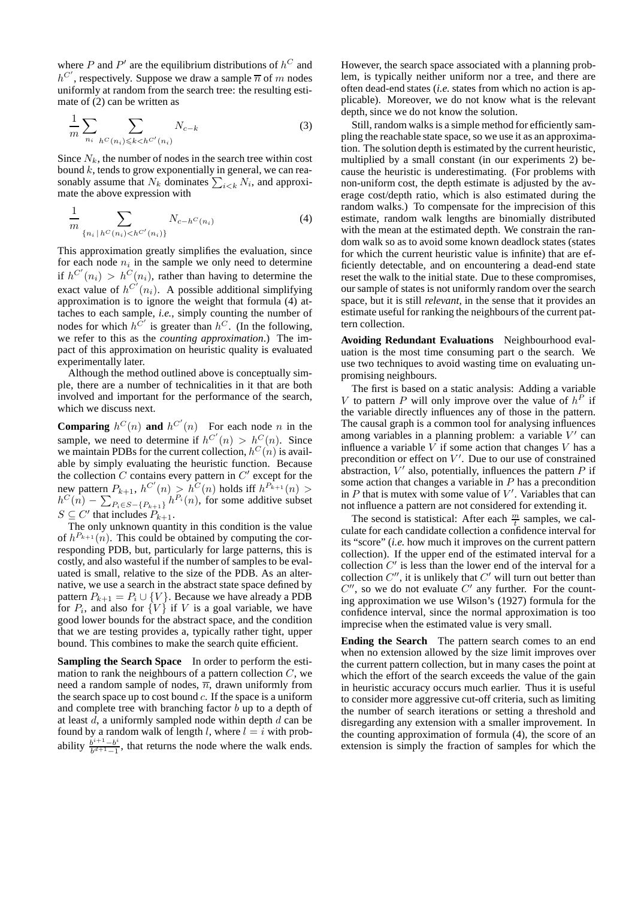where $P$ and $P'$ are the equilibrium distributions of $h^C$ and $h^{C'}$, respectively. Suppose we draw a sample $\overline{n}$ of $m$ nodes uniformly at random from the search tree: the resulting estimate of (2) can be written as

$$\frac{1}{m}\sum_{n_i}\sum_{h^C(n_i)\leqslant k<h^{C'}(n_i)} N_{c-k} \tag{3}$$

Since $N_k$, the number of nodes in the search tree within cost bound $k$, tends to grow exponentially in general, we can reasonably assume that $N_k$ dominates $\sum_{i<k} N_i$, and approximate the above expression with

$$\frac{1}{m}\sum_{\{n_i \mid h^C(n_i)<h^{C'}(n_i)\}} N_{c-h^C(n_i)} \tag{4}$$

This approximation greatly simplifies the evaluation, since for each node $n_i$ in the sample we only need to determine if $h^{C'}(n_i) > h^C(n_i)$, rather than having to determine the exact value of $h^{C'}(n_i)$. A possible additional simplifying approximation is to ignore the weight that formula (4) attaches to each sample, *i.e.*, simply counting the number of nodes for which $h^{C'}$ is greater than $h^C$. (In the following, we refer to this as the *counting approximation*.) The impact of this approximation on heuristic quality is evaluated experimentally later.

Although the method outlined above is conceptually simple, there are a number of technicalities in it that are both involved and important for the performance of the search, which we discuss next.

**Comparing $h^C(n)$ and $h^{C'}(n)$** For each node $n$ in the sample, we need to determine if $h^{C'}(n) > h^C(n)$. Since we maintain PDBs for the current collection, $h^C(n)$ is available by simply evaluating the heuristic function. Because the collection $C$ contains every pattern in $C'$ except for the new pattern $P_{k+1}$, $h^{C'}(n) > h^C(n)$ holds iff $h^{P_{k+1}}(n) > h^C(n) - \sum_{P_i \in S-\{P_{k+1}\}} h^{P_i}(n)$, for some additive subset $S \subseteq C'$ that includes $P_{k+1}$.

The only unknown quantity in this condition is the value of $h^{P_{k+1}}(n)$. This could be obtained by computing the corresponding PDB, but, particularly for large patterns, this is costly, and also wasteful if the number of samples to be evaluated is small, relative to the size of the PDB. As an alternative, we use a search in the abstract state space defined by pattern $P_{k+1} = P_i \cup \{V\}$. Because we have already a PDB for $P_i$, and also for $\{V\}$ if $V$ is a goal variable, we have good lower bounds for the abstract space, and the condition that we are testing provides a, typically rather tight, upper bound. This combines to make the search quite efficient.

**Sampling the Search Space** In order to perform the estimation to rank the neighbours of a pattern collection $C$, we need a random sample of nodes, $\overline{n}$, drawn uniformly from the search space up to cost bound $c$. If the space is a uniform and complete tree with branching factor $b$ up to a depth of at least $d$, a uniformly sampled node within depth $d$ can be found by a random walk of length $l$, where $l = i$ with probability $\frac{b^{i+1}-b^i}{b^{d+1}-1}$, that returns the node where the walk ends. However, the search space associated with a planning problem, is typically neither uniform nor a tree, and there are often dead-end states (*i.e.* states from which no action is applicable). Moreover, we do not know what is the relevant depth, since we do not know the solution.

Still, random walks is a simple method for efficiently sampling the reachable state space, so we use it as an approximation. The solution depth is estimated by the current heuristic, multiplied by a small constant (in our experiments 2) because the heuristic is underestimating. (For problems with non-uniform cost, the depth estimate is adjusted by the average cost/depth ratio, which is also estimated during the random walks.) To compensate for the imprecision of this estimate, random walk lengths are binomially distributed with the mean at the estimated depth. We constrain the random walk so as to avoid some known deadlock states (states for which the current heuristic value is infinite) that are efficiently detectable, and on encountering a dead-end state reset the walk to the initial state. Due to these compromises, our sample of states is not uniformly random over the search space, but it is still *relevant*, in the sense that it provides an estimate useful for ranking the neighbours of the current pattern collection.

**Avoiding Redundant Evaluations** Neighbourhood evaluation is the most time consuming part o the search. We use two techniques to avoid wasting time on evaluating unpromising neighbours.

The first is based on a static analysis: Adding a variable $V$ to pattern $P$ will only improve over the value of $h^P$ if the variable directly influences any of those in the pattern. The causal graph is a common tool for analysing influences among variables in a planning problem: a variable $V'$ can influence a variable $V$ if some action that changes $V$ has a precondition or effect on $V'$. Due to our use of constrained abstraction, $V'$ also, potentially, influences the pattern $P$ if some action that changes a variable in $P$ has a precondition in $P$ that is mutex with some value of $V'$. Variables that can not influence a pattern are not considered for extending it.

The second is statistical: After each $\frac{m}{t}$ samples, we calculate for each candidate collection a confidence interval for its "score" (*i.e.* how much it improves on the current pattern collection). If the upper end of the estimated interval for a collection $C'$ is less than the lower end of the interval for a collection $C''$, it is unlikely that $C'$ will turn out better than $C''$, so we do not evaluate $C'$ any further. For the counting approximation we use Wilson's (1927) formula for the confidence interval, since the normal approximation is too imprecise when the estimated value is very small.

**Ending the Search** The pattern search comes to an end when no extension allowed by the size limit improves over the current pattern collection, but in many cases the point at which the effort of the search exceeds the value of the gain in heuristic accuracy occurs much earlier. Thus it is useful to consider more aggressive cut-off criteria, such as limiting the number of search iterations or setting a threshold and disregarding any extension with a smaller improvement. In the counting approximation of formula (4), the score of an extension is simply the fraction of samples for which the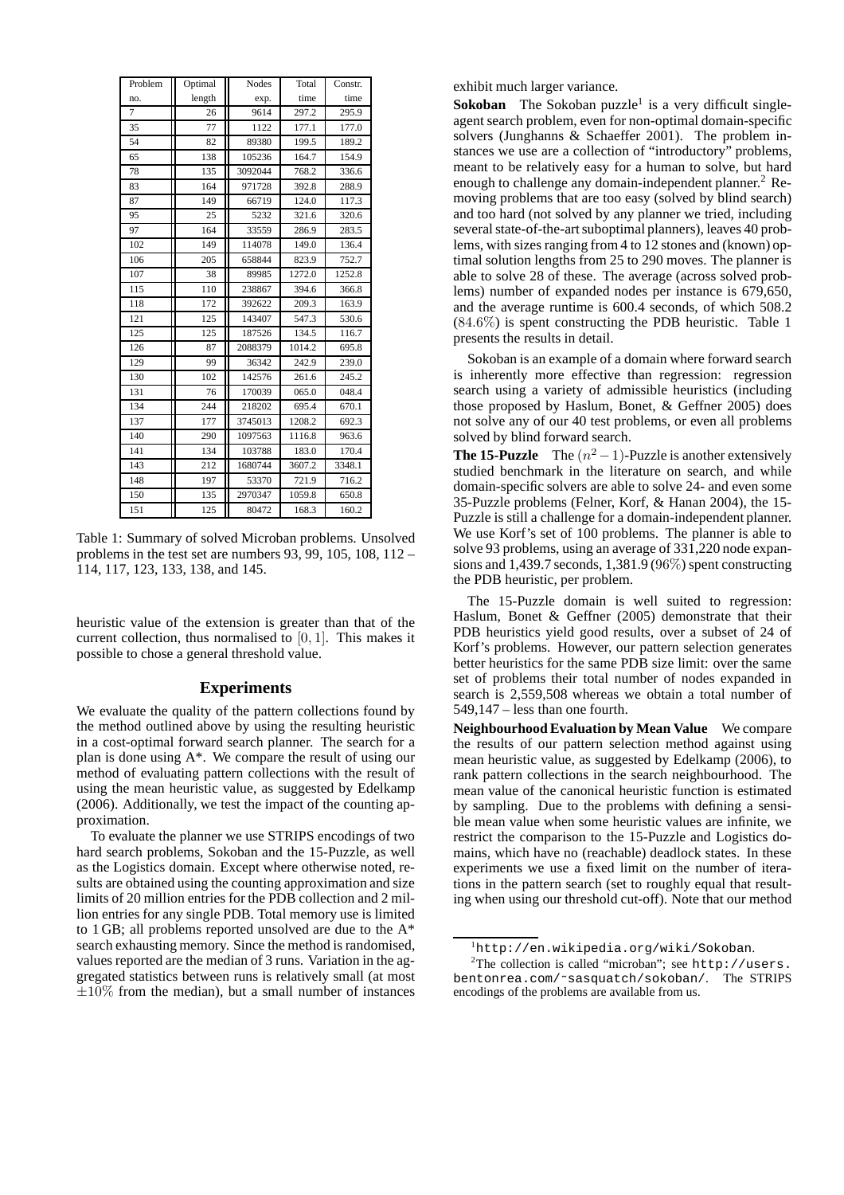| Problem no. | Optimal length | Nodes exp. | Total time | Constr. time |
|---|---|---|---|---|
| 7 | 26 | 9614 | 297.2 | 295.9 |
| 35 | 77 | 1122 | 177.1 | 177.0 |
| 54 | 82 | 89380 | 199.5 | 189.2 |
| 65 | 138 | 105236 | 164.7 | 154.9 |
| 78 | 135 | 3092044 | 768.2 | 336.6 |
| 83 | 164 | 971728 | 392.8 | 288.9 |
| 87 | 149 | 66719 | 124.0 | 117.3 |
| 95 | 25 | 5232 | 321.6 | 320.6 |
| 97 | 164 | 33559 | 286.9 | 283.5 |
| 102 | 149 | 114078 | 149.0 | 136.4 |
| 106 | 205 | 658844 | 823.9 | 752.7 |
| 107 | 38 | 89985 | 1272.0 | 1252.8 |
| 115 | 110 | 238867 | 394.6 | 366.8 |
| 118 | 172 | 392622 | 209.3 | 163.9 |
| 121 | 125 | 143407 | 547.3 | 530.6 |
| 125 | 125 | 187526 | 134.5 | 116.7 |
| 126 | 87 | 2088379 | 1014.2 | 695.8 |
| 129 | 99 | 36342 | 242.9 | 239.0 |
| 130 | 102 | 142576 | 261.6 | 245.2 |
| 131 | 76 | 170039 | 065.0 | 048.4 |
| 134 | 244 | 218202 | 695.4 | 670.1 |
| 137 | 177 | 3745013 | 1208.2 | 692.3 |
| 140 | 290 | 1097563 | 1116.8 | 963.6 |
| 141 | 134 | 103788 | 183.0 | 170.4 |
| 143 | 212 | 1680744 | 3607.2 | 3348.1 |
| 148 | 197 | 53370 | 721.9 | 716.2 |
| 150 | 135 | 2970347 | 1059.8 | 650.8 |
| 151 | 125 | 80472 | 168.3 | 160.2 |

Table 1: Summary of solved Microban problems. Unsolved problems in the test set are numbers 93, 99, 105, 108, 112 – 114, 117, 123, 133, 138, and 145.

heuristic value of the extension is greater than that of the current collection, thus normalised to $[0, 1]$. This makes it possible to chose a general threshold value.

## Experiments

We evaluate the quality of the pattern collections found by the method outlined above by using the resulting heuristic in a cost-optimal forward search planner. The search for a plan is done using A*. We compare the result of using our method of evaluating pattern collections with the result of using the mean heuristic value, as suggested by Edelkamp (2006). Additionally, we test the impact of the counting approximation.

To evaluate the planner we use STRIPS encodings of two hard search problems, Sokoban and the 15-Puzzle, as well as the Logistics domain. Except where otherwise noted, results are obtained using the counting approximation and size limits of 20 million entries for the PDB collection and 2 million entries for any single PDB. Total memory use is limited to 1 GB; all problems reported unsolved are due to the A* search exhausting memory. Since the method is randomised, values reported are the median of 3 runs. Variation in the aggregated statistics between runs is relatively small (at most $\pm 10\%$ from the median), but a small number of instances exhibit much larger variance.

**Sokoban** The Sokoban puzzle[1] is a very difficult single-agent search problem, even for non-optimal domain-specific solvers (Junghanns & Schaeffer 2001). The problem instances we use are a collection of "introductory" problems, meant to be relatively easy for a human to solve, but hard enough to challenge any domain-independent planner.[2] Removing problems that are too easy (solved by blind search) and too hard (not solved by any planner we tried, including several state-of-the-art suboptimal planners), leaves 40 problems, with sizes ranging from 4 to 12 stones and (known) optimal solution lengths from 25 to 290 moves. The planner is able to solve 28 of these. The average (across solved problems) number of expanded nodes per instance is 679,650, and the average runtime is 600.4 seconds, of which 508.2 ($84.6\%$) is spent constructing the PDB heuristic. Table 1 presents the results in detail.

Sokoban is an example of a domain where forward search is inherently more effective than regression: regression search using a variety of admissible heuristics (including those proposed by Haslum, Bonet, & Geffner 2005) does not solve any of our 40 test problems, or even all problems solved by blind forward search.

**The 15-Puzzle** The $(n^2 - 1)$-Puzzle is another extensively studied benchmark in the literature on search, and while domain-specific solvers are able to solve 24- and even some 35-Puzzle problems (Felner, Korf, & Hanan 2004), the 15-Puzzle is still a challenge for a domain-independent planner. We use Korf's set of 100 problems. The planner is able to solve 93 problems, using an average of 331,220 node expansions and 1,439.7 seconds, 1,381.9 ($96\%$) spent constructing the PDB heuristic, per problem.

The 15-Puzzle domain is well suited to regression: Haslum, Bonet & Geffner (2005) demonstrate that their PDB heuristics yield good results, over a subset of 24 of Korf's problems. However, our pattern selection generates better heuristics for the same PDB size limit: over the same set of problems their total number of nodes expanded in search is 2,559,508 whereas we obtain a total number of 549,147 – less than one fourth.

**Neighbourhood Evaluation by Mean Value** We compare the results of our pattern selection method against using mean heuristic value, as suggested by Edelkamp (2006), to rank pattern collections in the search neighbourhood. The mean value of the canonical heuristic function is estimated by sampling. Due to the problems with defining a sensible mean value when some heuristic values are infinite, we restrict the comparison to the 15-Puzzle and Logistics domains, which have no (reachable) deadlock states. In these experiments we use a fixed limit on the number of iterations in the pattern search (set to roughly equal that resulting when using our threshold cut-off). Note that our method

[1] http://en.wikipedia.org/wiki/Sokoban.

[2] The collection is called "microban"; see http://users.bentonrea.com/~sasquatch/sokoban/. The STRIPS encodings of the problems are available from us.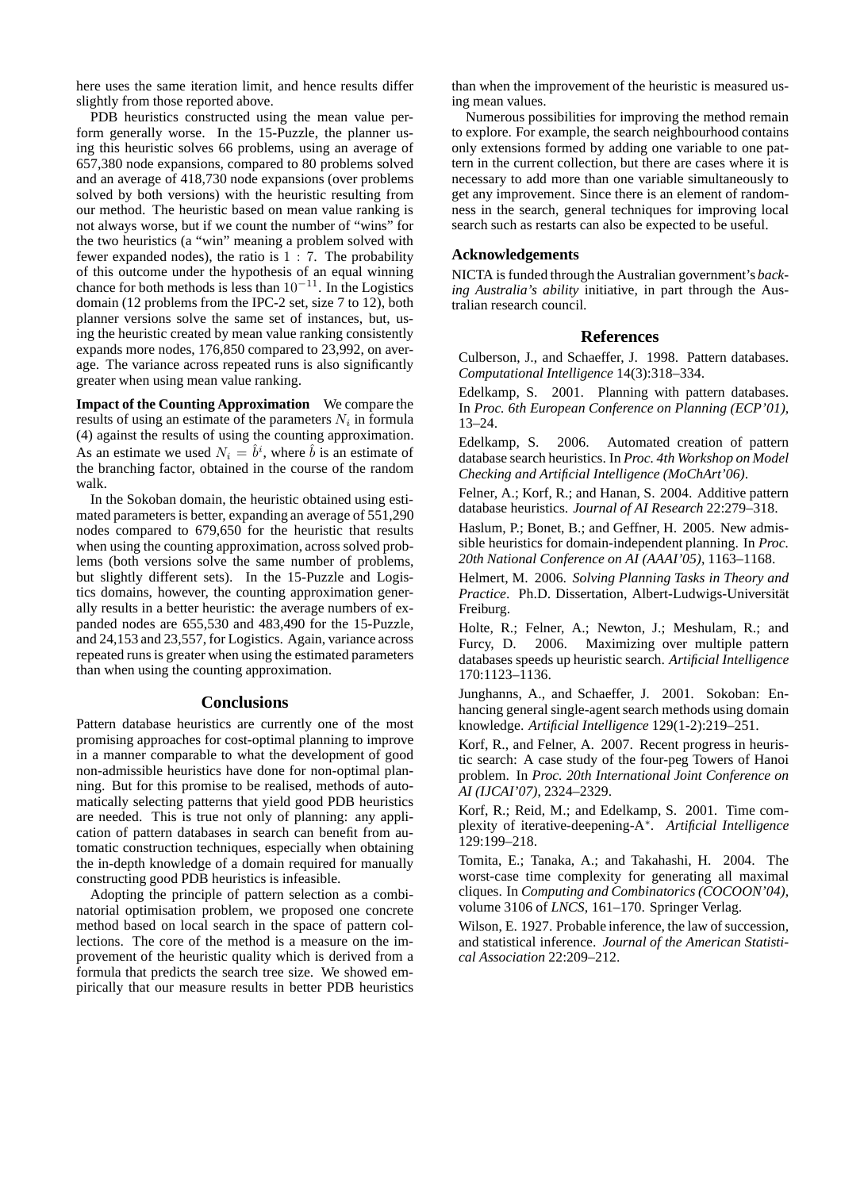here uses the same iteration limit, and hence results differ slightly from those reported above.

PDB heuristics constructed using the mean value perform generally worse. In the 15-Puzzle, the planner using this heuristic solves 66 problems, using an average of 657,380 node expansions, compared to 80 problems solved and an average of 418,730 node expansions (over problems solved by both versions) with the heuristic resulting from our method. The heuristic based on mean value ranking is not always worse, but if we count the number of "wins" for the two heuristics (a "win" meaning a problem solved with fewer expanded nodes), the ratio is $1 : 7$. The probability of this outcome under the hypothesis of an equal winning chance for both methods is less than $10^{-11}$. In the Logistics domain (12 problems from the IPC-2 set, size 7 to 12), both planner versions solve the same set of instances, but, using the heuristic created by mean value ranking consistently expands more nodes, 176,850 compared to 23,992, on average. The variance across repeated runs is also significantly greater when using mean value ranking.

**Impact of the Counting Approximation** We compare the results of using an estimate of the parameters $N_i$ in formula (4) against the results of using the counting approximation. As an estimate we used $N_i = \hat{b}^i$, where $\hat{b}$ is an estimate of the branching factor, obtained in the course of the random walk.

In the Sokoban domain, the heuristic obtained using estimated parameters is better, expanding an average of 551,290 nodes compared to 679,650 for the heuristic that results when using the counting approximation, across solved problems (both versions solve the same number of problems, but slightly different sets). In the 15-Puzzle and Logistics domains, however, the counting approximation generally results in a better heuristic: the average numbers of expanded nodes are 655,530 and 483,490 for the 15-Puzzle, and 24,153 and 23,557, for Logistics. Again, variance across repeated runs is greater when using the estimated parameters than when using the counting approximation.

## Conclusions

Pattern database heuristics are currently one of the most promising approaches for cost-optimal planning to improve in a manner comparable to what the development of good non-admissible heuristics have done for non-optimal planning. But for this promise to be realised, methods of automatically selecting patterns that yield good PDB heuristics are needed. This is true not only of planning: any application of pattern databases in search can benefit from automatic construction techniques, especially when obtaining the in-depth knowledge of a domain required for manually constructing good PDB heuristics is infeasible.

Adopting the principle of pattern selection as a combinatorial optimisation problem, we proposed one concrete method based on local search in the space of pattern collections. The core of the method is a measure on the improvement of the heuristic quality which is derived from a formula that predicts the search tree size. We showed empirically that our measure results in better PDB heuristics than when the improvement of the heuristic is measured using mean values.

Numerous possibilities for improving the method remain to explore. For example, the search neighbourhood contains only extensions formed by adding one variable to one pattern in the current collection, but there are cases where it is necessary to add more than one variable simultaneously to get any improvement. Since there is an element of randomness in the search, general techniques for improving local search such as restarts can also be expected to be useful.

### Acknowledgements

NICTA is funded through the Australian government's *backing Australia's ability* initiative, in part through the Australian research council.

## References

Culberson, J., and Schaeffer, J. 1998. Pattern databases. *Computational Intelligence* 14(3):318–334.

Edelkamp, S. 2001. Planning with pattern databases. In *Proc. 6th European Conference on Planning (ECP'01)*, 13–24.

Edelkamp, S. 2006. Automated creation of pattern database search heuristics. In *Proc. 4th Workshop on Model Checking and Artificial Intelligence (MoChArt'06)*.

Felner, A.; Korf, R.; and Hanan, S. 2004. Additive pattern database heuristics. *Journal of AI Research* 22:279–318.

Haslum, P.; Bonet, B.; and Geffner, H. 2005. New admissible heuristics for domain-independent planning. In *Proc. 20th National Conference on AI (AAAI'05)*, 1163–1168.

Helmert, M. 2006. *Solving Planning Tasks in Theory and Practice*. Ph.D. Dissertation, Albert-Ludwigs-Universität Freiburg.

Holte, R.; Felner, A.; Newton, J.; Meshulam, R.; and Furcy, D. 2006. Maximizing over multiple pattern databases speeds up heuristic search. *Artificial Intelligence* 170:1123–1136.

Junghanns, A., and Schaeffer, J. 2001. Sokoban: Enhancing general single-agent search methods using domain knowledge. *Artificial Intelligence* 129(1-2):219–251.

Korf, R., and Felner, A. 2007. Recent progress in heuristic search: A case study of the four-peg Towers of Hanoi problem. In *Proc. 20th International Joint Conference on AI (IJCAI'07)*, 2324–2329.

Korf, R.; Reid, M.; and Edelkamp, S. 2001. Time complexity of iterative-deepening-A$^*$. *Artificial Intelligence* 129:199–218.

Tomita, E.; Tanaka, A.; and Takahashi, H. 2004. The worst-case time complexity for generating all maximal cliques. In *Computing and Combinatorics (COCOON'04)*, volume 3106 of *LNCS*, 161–170. Springer Verlag.

Wilson, E. 1927. Probable inference, the law of succession, and statistical inference. *Journal of the American Statistical Association* 22:209–212.